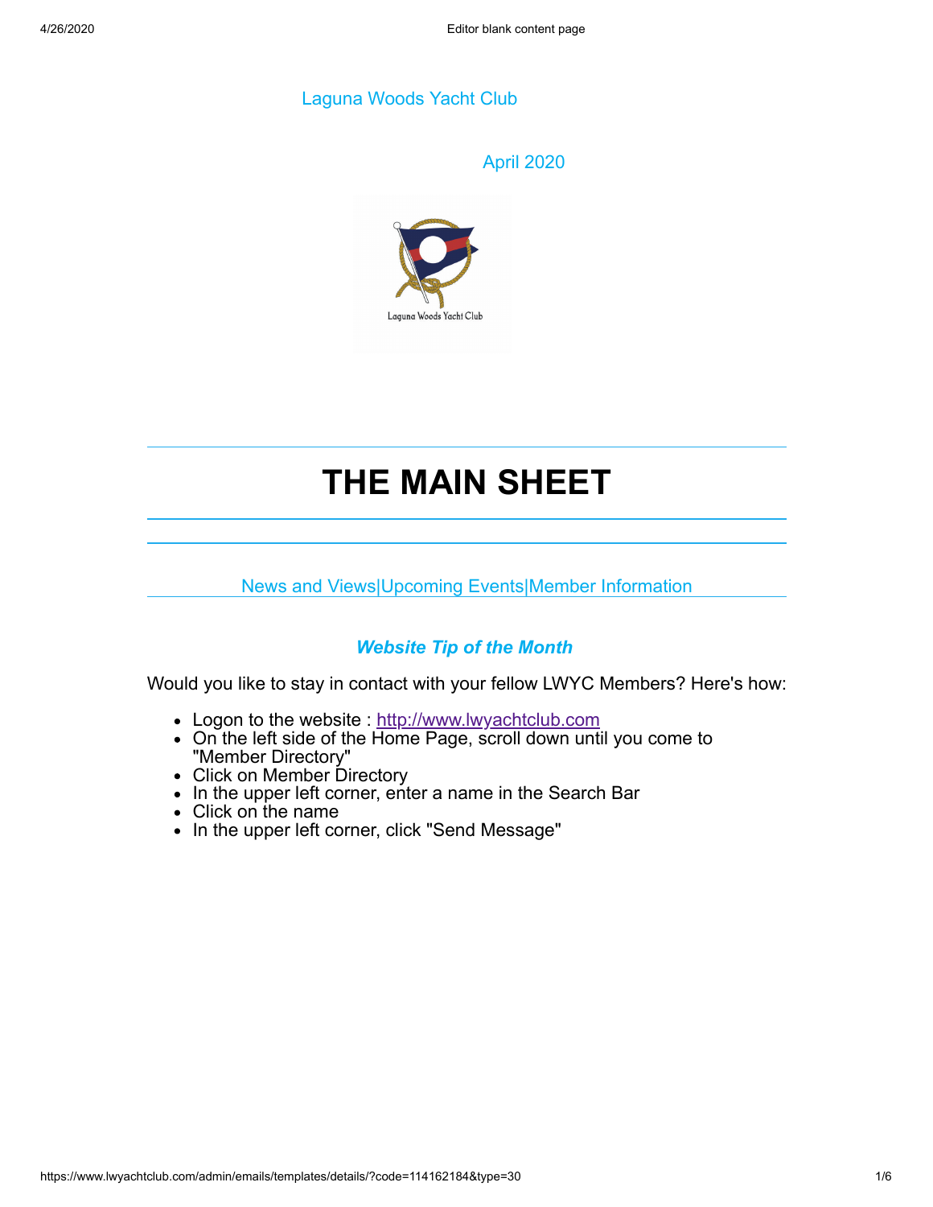Laguna Woods Yacht Club

April 2020

# THE MAIN SHEET

News and Views|Upcoming Events|Member Information

### ***Website Tip of the Month***

Would you like to stay in contact with your fellow LWYC Members? Here's how:

- Logon to the website : http://www.lwyachtclub.com
- On the left side of the Home Page, scroll down until you come to "Member Directory"
- Click on Member Directory
- In the upper left corner, enter a name in the Search Bar
- Click on the name
- In the upper left corner, click "Send Message"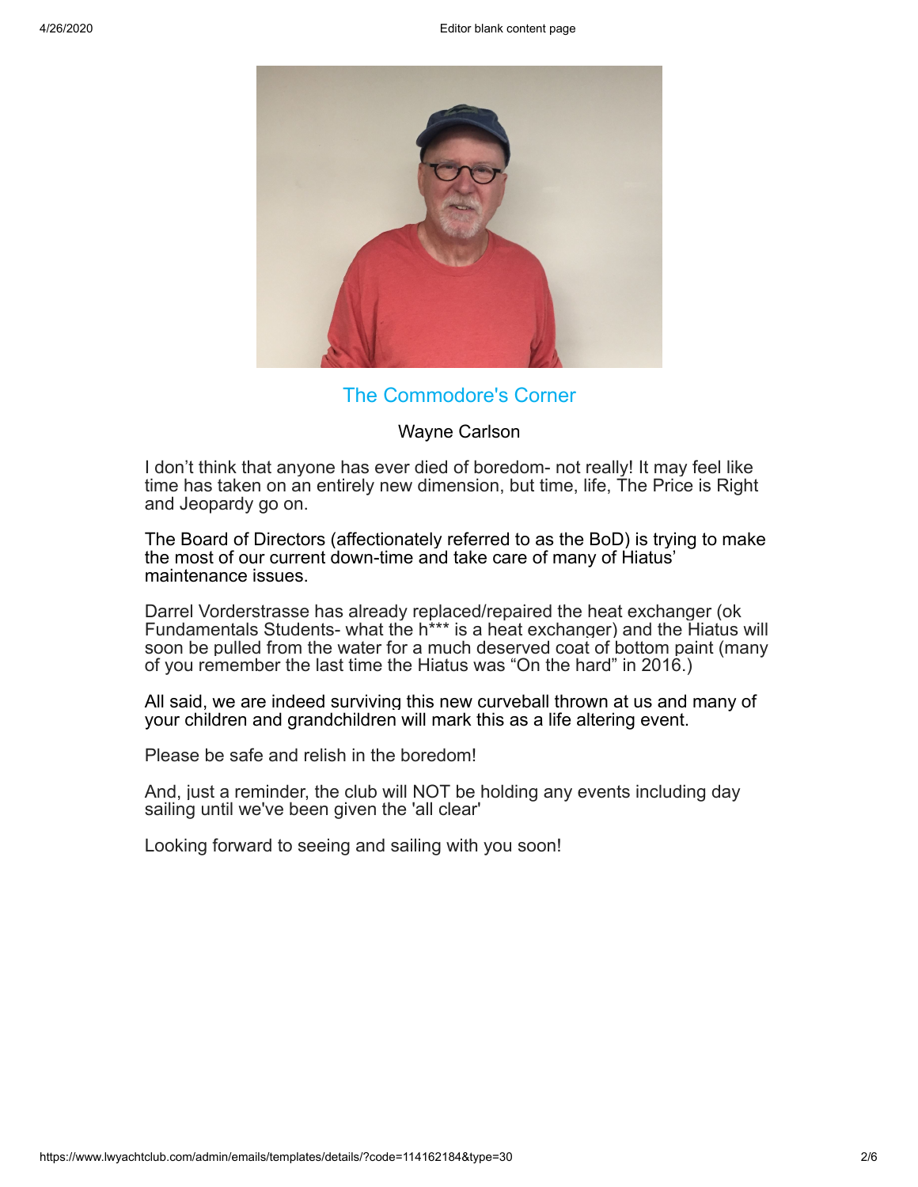## The Commodore's Corner

Wayne Carlson

I don't think that anyone has ever died of boredom- not really! It may feel like time has taken on an entirely new dimension, but time, life, The Price is Right and Jeopardy go on.

The Board of Directors (affectionately referred to as the BoD) is trying to make the most of our current down-time and take care of many of Hiatus' maintenance issues.

Darrel Vorderstrasse has already replaced/repaired the heat exchanger (ok Fundamentals Students- what the h*** is a heat exchanger) and the Hiatus will soon be pulled from the water for a much deserved coat of bottom paint (many of you remember the last time the Hiatus was "On the hard" in 2016.)

All said, we are indeed surviving this new curveball thrown at us and many of your children and grandchildren will mark this as a life altering event.

Please be safe and relish in the boredom!

And, just a reminder, the club will NOT be holding any events including day sailing until we've been given the 'all clear'

Looking forward to seeing and sailing with you soon!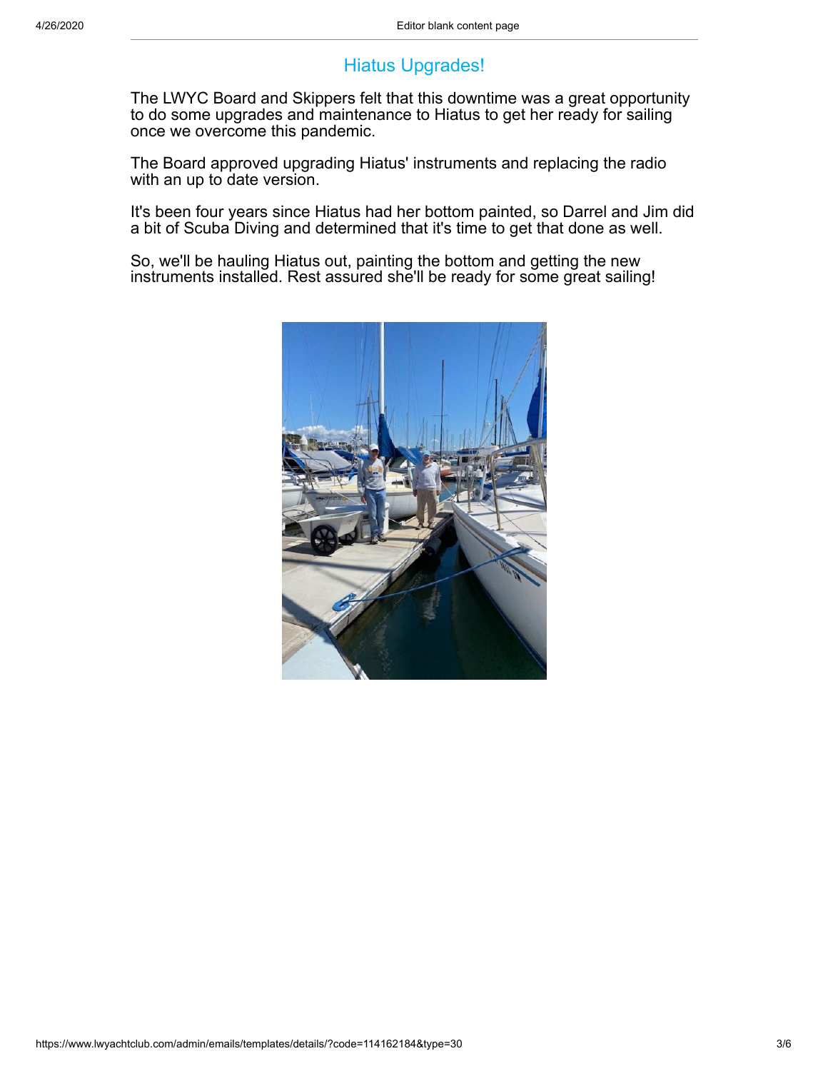## Hiatus Upgrades!

The LWYC Board and Skippers felt that this downtime was a great opportunity to do some upgrades and maintenance to Hiatus to get her ready for sailing once we overcome this pandemic.

The Board approved upgrading Hiatus' instruments and replacing the radio with an up to date version.

It's been four years since Hiatus had her bottom painted, so Darrel and Jim did a bit of Scuba Diving and determined that it's time to get that done as well.

So, we'll be hauling Hiatus out, painting the bottom and getting the new instruments installed. Rest assured she'll be ready for some great sailing!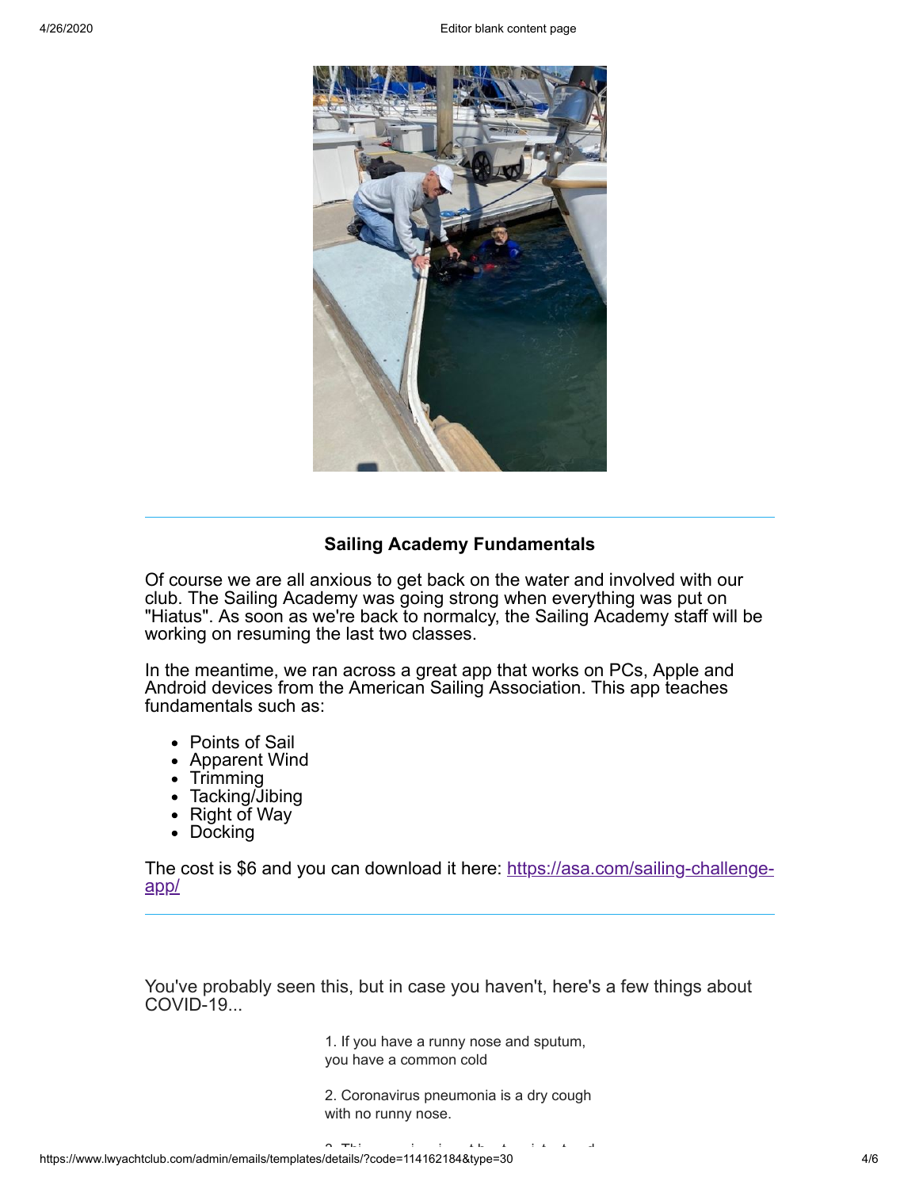---

**Sailing Academy Fundamentals**

Of course we are all anxious to get back on the water and involved with our club. The Sailing Academy was going strong when everything was put on "Hiatus". As soon as we're back to normalcy, the Sailing Academy staff will be working on resuming the last two classes.

In the meantime, we ran across a great app that works on PCs, Apple and Android devices from the American Sailing Association. This app teaches fundamentals such as:

- Points of Sail
- Apparent Wind
- Trimming
- Tacking/Jibing
- Right of Way
- Docking

The cost is $6 and you can download it here: [https://asa.com/sailing-challenge-app/](https://asa.com/sailing-challenge-app/)

---

You've probably seen this, but in case you haven't, here's a few things about COVID-19...

1. If you have a runny nose and sputum, you have a common cold

2. Coronavirus pneumonia is a dry cough with no runny nose.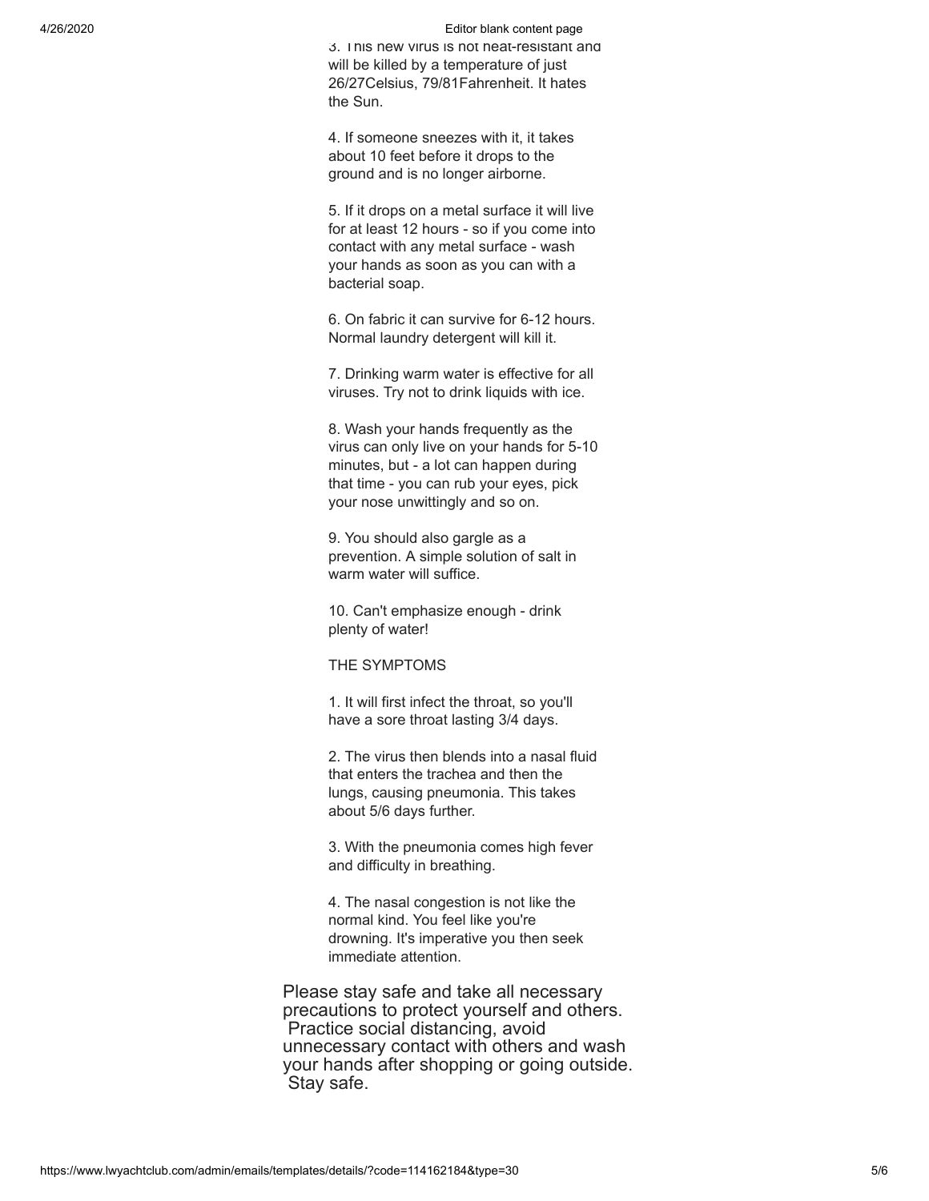3. This new virus is not heat-resistant and will be killed by a temperature of just 26/27Celsius, 79/81Fahrenheit. It hates the Sun.

4. If someone sneezes with it, it takes about 10 feet before it drops to the ground and is no longer airborne.

5. If it drops on a metal surface it will live for at least 12 hours - so if you come into contact with any metal surface - wash your hands as soon as you can with a bacterial soap.

6. On fabric it can survive for 6-12 hours. Normal laundry detergent will kill it.

7. Drinking warm water is effective for all viruses. Try not to drink liquids with ice.

8. Wash your hands frequently as the virus can only live on your hands for 5-10 minutes, but - a lot can happen during that time - you can rub your eyes, pick your nose unwittingly and so on.

9. You should also gargle as a prevention. A simple solution of salt in warm water will suffice.

10. Can't emphasize enough - drink plenty of water!

THE SYMPTOMS

1. It will first infect the throat, so you'll have a sore throat lasting 3/4 days.

2. The virus then blends into a nasal fluid that enters the trachea and then the lungs, causing pneumonia. This takes about 5/6 days further.

3. With the pneumonia comes high fever and difficulty in breathing.

4. The nasal congestion is not like the normal kind. You feel like you're drowning. It's imperative you then seek immediate attention.

Please stay safe and take all necessary precautions to protect yourself and others. Practice social distancing, avoid unnecessary contact with others and wash your hands after shopping or going outside. Stay safe.